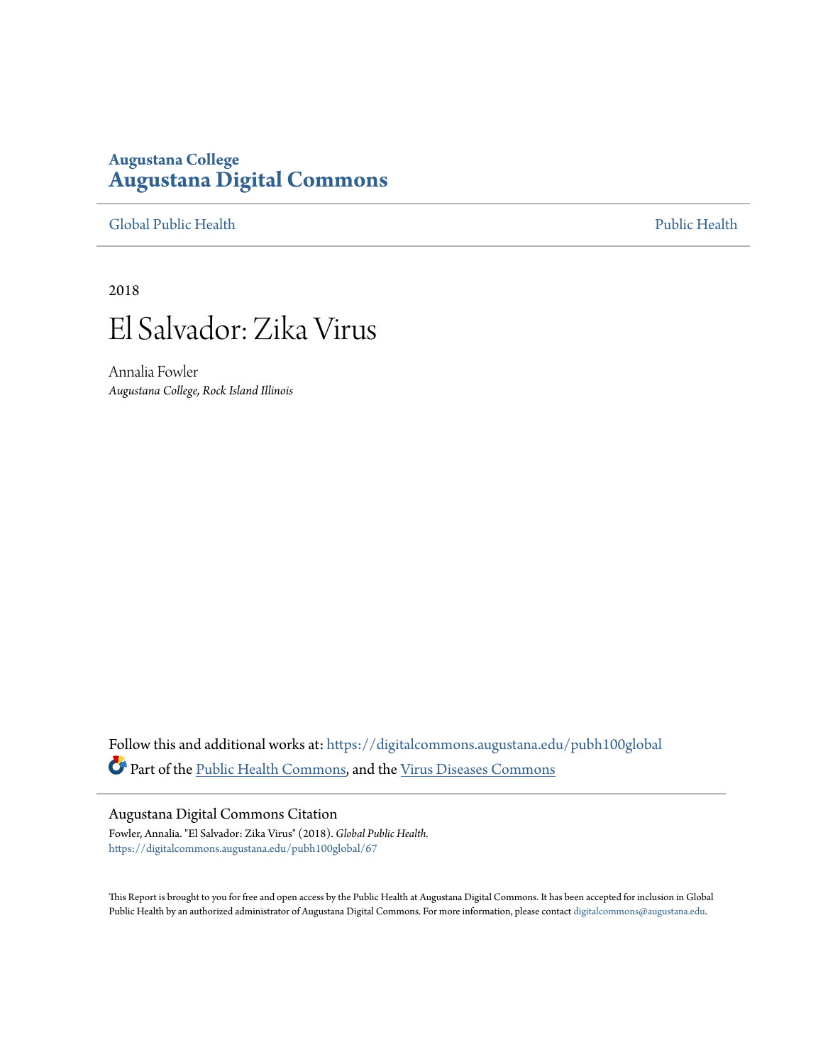Augustana College
**Augustana Digital Commons**

Global Public Health | Public Health

2018

# El Salvador: Zika Virus

Annalia Fowler
*Augustana College, Rock Island Illinois*

Follow this and additional works at: https://digitalcommons.augustana.edu/pubh100global
Part of the Public Health Commons, and the Virus Diseases Commons

Augustana Digital Commons Citation
Fowler, Annalia. "El Salvador: Zika Virus" (2018). *Global Public Health.*
https://digitalcommons.augustana.edu/pubh100global/67

This Report is brought to you for free and open access by the Public Health at Augustana Digital Commons. It has been accepted for inclusion in Global Public Health by an authorized administrator of Augustana Digital Commons. For more information, please contact digitalcommons@augustana.edu.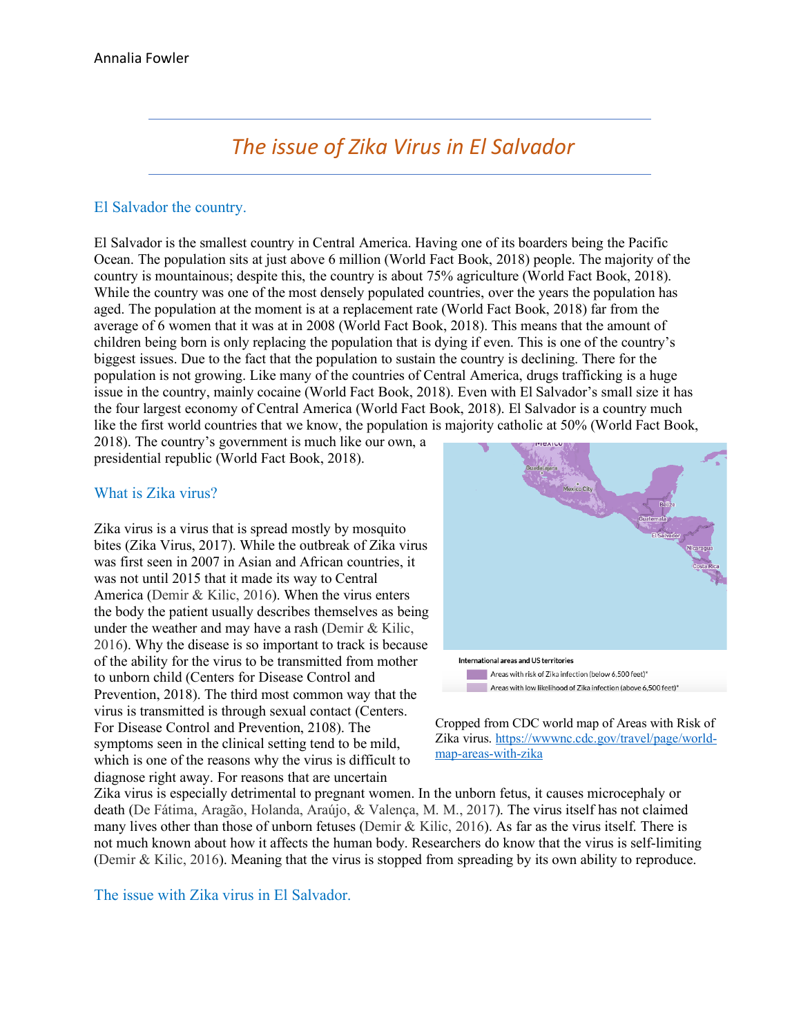Annalia Fowler

# *The issue of Zika Virus in El Salvador*

## El Salvador the country.

El Salvador is the smallest country in Central America. Having one of its boarders being the Pacific Ocean. The population sits at just above 6 million (World Fact Book, 2018) people. The majority of the country is mountainous; despite this, the country is about 75% agriculture (World Fact Book, 2018). While the country was one of the most densely populated countries, over the years the population has aged. The population at the moment is at a replacement rate (World Fact Book, 2018) far from the average of 6 women that it was at in 2008 (World Fact Book, 2018). This means that the amount of children being born is only replacing the population that is dying if even. This is one of the country's biggest issues. Due to the fact that the population to sustain the country is declining. There for the population is not growing. Like many of the countries of Central America, drugs trafficking is a huge issue in the country, mainly cocaine (World Fact Book, 2018). Even with El Salvador's small size it has the four largest economy of Central America (World Fact Book, 2018). El Salvador is a country much like the first world countries that we know, the population is majority catholic at 50% (World Fact Book, 2018). The country's government is much like our own, a presidential republic (World Fact Book, 2018).

## What is Zika virus?

Zika virus is a virus that is spread mostly by mosquito bites (Zika Virus, 2017). While the outbreak of Zika virus was first seen in 2007 in Asian and African countries, it was not until 2015 that it made its way to Central America (Demir & Kilic, 2016). When the virus enters the body the patient usually describes themselves as being under the weather and may have a rash (Demir & Kilic, 2016). Why the disease is so important to track is because of the ability for the virus to be transmitted from mother to unborn child (Centers for Disease Control and Prevention, 2018). The third most common way that the virus is transmitted is through sexual contact (Centers. For Disease Control and Prevention, 2108). The symptoms seen in the clinical setting tend to be mild, which is one of the reasons why the virus is difficult to diagnose right away. For reasons that are uncertain Zika virus is especially detrimental to pregnant women. In the unborn fetus, it causes microcephaly or death (De Fátima, Aragão, Holanda, Araújo, & Valença, M. M., 2017). The virus itself has not claimed many lives other than those of unborn fetuses (Demir & Kilic, 2016). As far as the virus itself. There is not much known about how it affects the human body. Researchers do know that the virus is self-limiting (Demir & Kilic, 2016). Meaning that the virus is stopped from spreading by its own ability to reproduce.

International areas and US territories
- Areas with risk of Zika infection (below 6,500 feet)*
- Areas with low likelihood of Zika infection (above 6,500 feet)*

Cropped from CDC world map of Areas with Risk of Zika virus. [https://wwwnc.cdc.gov/travel/page/world-map-areas-with-zika](https://wwwnc.cdc.gov/travel/page/world-map-areas-with-zika)

## The issue with Zika virus in El Salvador.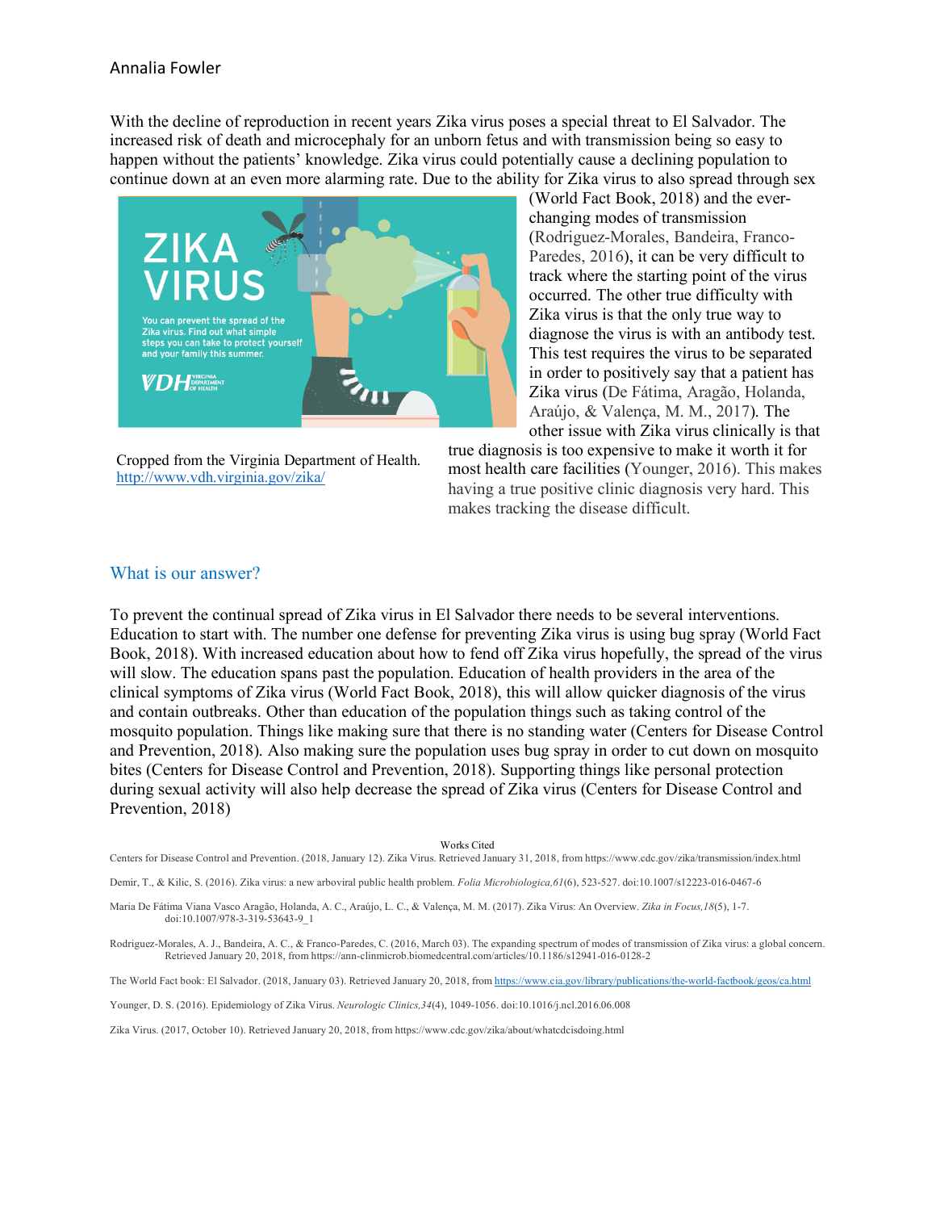Annalia Fowler

With the decline of reproduction in recent years Zika virus poses a special threat to El Salvador. The increased risk of death and microcephaly for an unborn fetus and with transmission being so easy to happen without the patients' knowledge. Zika virus could potentially cause a declining population to continue down at an even more alarming rate. Due to the ability for Zika virus to also spread through sex (World Fact Book, 2018) and the ever-changing modes of transmission (Rodriguez-Morales, Bandeira, Franco-Paredes, 2016), it can be very difficult to track where the starting point of the virus occurred. The other true difficulty with Zika virus is that the only true way to diagnose the virus is with an antibody test. This test requires the virus to be separated in order to positively say that a patient has Zika virus (De Fátima, Aragão, Holanda, Araújo, & Valença, M. M., 2017). The other issue with Zika virus clinically is that true diagnosis is too expensive to make it worth it for most health care facilities (Younger, 2016). This makes having a true positive clinic diagnosis very hard. This makes tracking the disease difficult.

ZIKA VIRUS

You can prevent the spread of the Zika virus. Find out what simple steps you can take to protect yourself and your family this summer.

VDH VIRGINIA DEPARTMENT OF HEALTH

Cropped from the Virginia Department of Health. http://www.vdh.virginia.gov/zika/

## What is our answer?

To prevent the continual spread of Zika virus in El Salvador there needs to be several interventions. Education to start with. The number one defense for preventing Zika virus is using bug spray (World Fact Book, 2018). With increased education about how to fend off Zika virus hopefully, the spread of the virus will slow. The education spans past the population. Education of health providers in the area of the clinical symptoms of Zika virus (World Fact Book, 2018), this will allow quicker diagnosis of the virus and contain outbreaks. Other than education of the population things such as taking control of the mosquito population. Things like making sure that there is no standing water (Centers for Disease Control and Prevention, 2018). Also making sure the population uses bug spray in order to cut down on mosquito bites (Centers for Disease Control and Prevention, 2018). Supporting things like personal protection during sexual activity will also help decrease the spread of Zika virus (Centers for Disease Control and Prevention, 2018)

Works Cited

Centers for Disease Control and Prevention. (2018, January 12). Zika Virus. Retrieved January 31, 2018, from https://www.cdc.gov/zika/transmission/index.html

Demir, T., & Kilic, S. (2016). Zika virus: a new arboviral public health problem. *Folia Microbiologica,61*(6), 523-527. doi:10.1007/s12223-016-0467-6

Maria De Fátima Viana Vasco Aragão, Holanda, A. C., Araújo, L. C., & Valença, M. M. (2017). Zika Virus: An Overview. *Zika in Focus,18*(5), 1-7. doi:10.1007/978-3-319-53643-9_1

Rodriguez-Morales, A. J., Bandeira, A. C., & Franco-Paredes, C. (2016, March 03). The expanding spectrum of modes of transmission of Zika virus: a global concern. Retrieved January 20, 2018, from https://ann-clinmicrob.biomedcentral.com/articles/10.1186/s12941-016-0128-2

The World Fact book: El Salvador. (2018, January 03). Retrieved January 20, 2018, from https://www.cia.gov/library/publications/the-world-factbook/geos/ca.html

Younger, D. S. (2016). Epidemiology of Zika Virus. *Neurologic Clinics,34*(4), 1049-1056. doi:10.1016/j.ncl.2016.06.008

Zika Virus. (2017, October 10). Retrieved January 20, 2018, from https://www.cdc.gov/zika/about/whatcdcisdoing.html